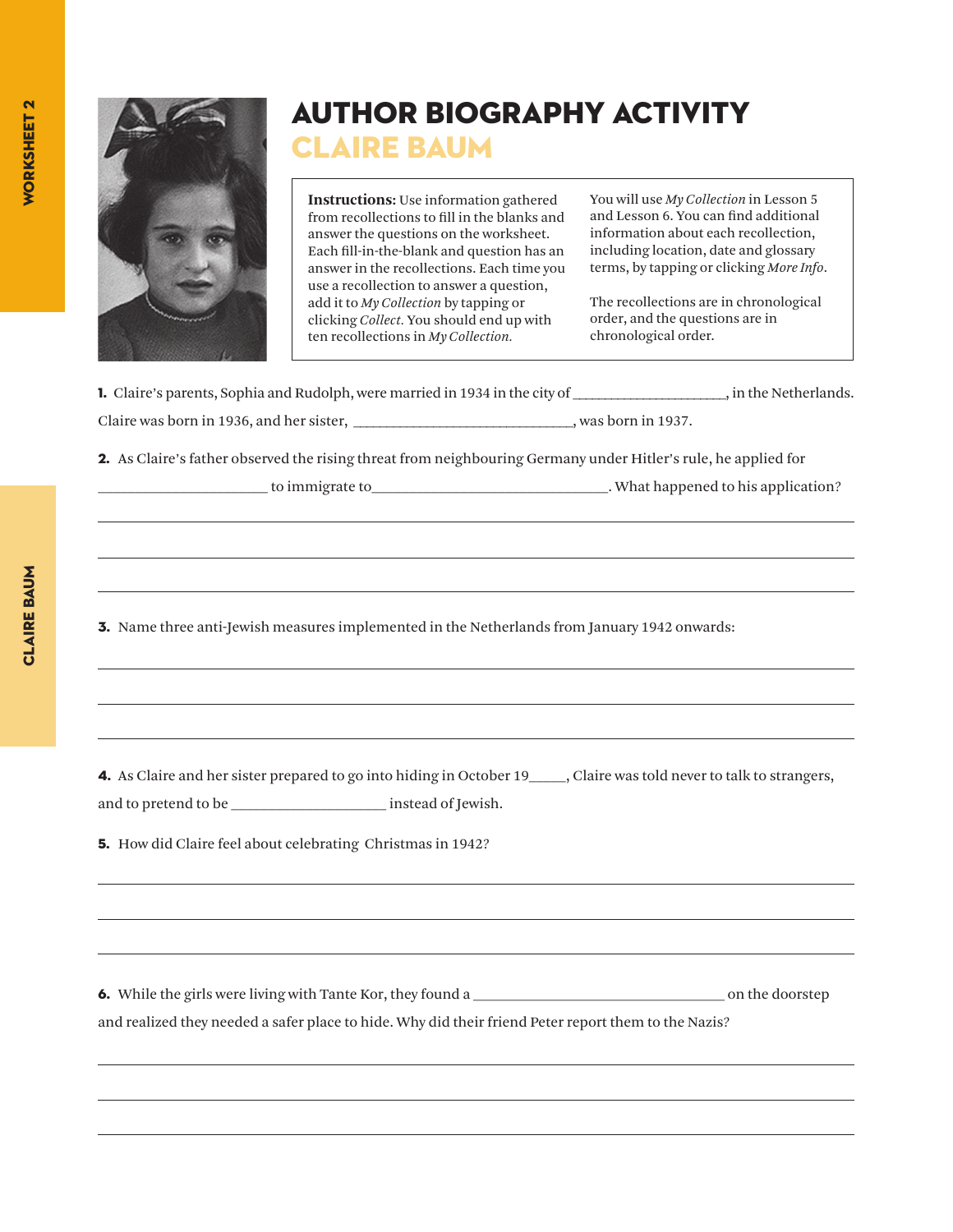# AUTHOR BIOGRAPHY ACTIVITY

## CLAIRE BAUM

**Instructions:** Use information gathered from recollections to fill in the blanks and answer the questions on the worksheet. Each fill-in-the-blank and question has an answer in the recollections. Each time you use a recollection to answer a question, add it to *My Collection* by tapping or clicking *Collect.* You should end up with ten recollections in *My Collection.*

You will use *My Collection* in Lesson 5 and Lesson 6. You can find additional information about each recollection, including location, date and glossary terms, by tapping or clicking *More Info*.

The recollections are in chronological order, and the questions are in chronological order.

**1.** Claire's parents, Sophia and Rudolph, were married in 1934 in the city of ____________________, in the Netherlands. Claire was born in 1936, and her sister, ______________________________, was born in 1937.

**2.** As Claire's father observed the rising threat from neighbouring Germany under Hitler's rule, he applied for ______________________ to immigrate to_______________________________. What happened to his application?

______________________________________________________________________

______________________________________________________________________

______________________________________________________________________

**3.** Name three anti-Jewish measures implemented in the Netherlands from January 1942 onwards:

______________________________________________________________________

______________________________________________________________________

______________________________________________________________________

**4.** As Claire and her sister prepared to go into hiding in October 19_____, Claire was told never to talk to strangers, and to pretend to be ____________________ instead of Jewish.

**5.** How did Claire feel about celebrating Christmas in 1942?

______________________________________________________________________

______________________________________________________________________

______________________________________________________________________

**6.** While the girls were living with Tante Kor, they found a _________________________________ on the doorstep and realized they needed a safer place to hide. Why did their friend Peter report them to the Nazis?

______________________________________________________________________

______________________________________________________________________

______________________________________________________________________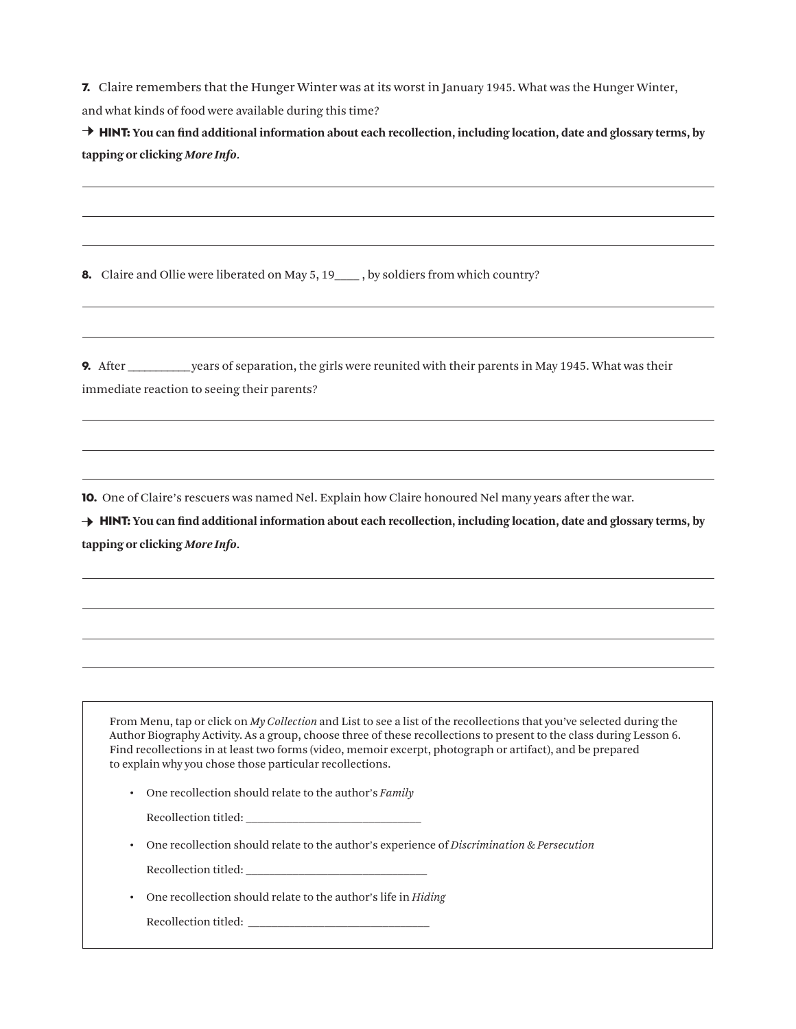**7.** Claire remembers that the Hunger Winter was at its worst in January 1945. What was the Hunger Winter, and what kinds of food were available during this time?

→ **HINT: You can find additional information about each recollection, including location, date and glossary terms, by tapping or clicking *More Info*.**

**8.** Claire and Ollie were liberated on May 5, 19____ , by soldiers from which country?

**9.** After __________ years of separation, the girls were reunited with their parents in May 1945. What was their immediate reaction to seeing their parents?

**10.** One of Claire's rescuers was named Nel. Explain how Claire honoured Nel many years after the war.

→ **HINT: You can find additional information about each recollection, including location, date and glossary terms, by tapping or clicking *More Info*.**

From Menu, tap or click on *My Collection* and List to see a list of the recollections that you've selected during the Author Biography Activity. As a group, choose three of these recollections to present to the class during Lesson 6. Find recollections in at least two forms (video, memoir excerpt, photograph or artifact), and be prepared to explain why you chose those particular recollections.

- One recollection should relate to the author's *Family*

  Recollection titled: ______________________________

- One recollection should relate to the author's experience of *Discrimination & Persecution*

  Recollection titled: ______________________________

- One recollection should relate to the author's life in *Hiding*

  Recollection titled: ______________________________